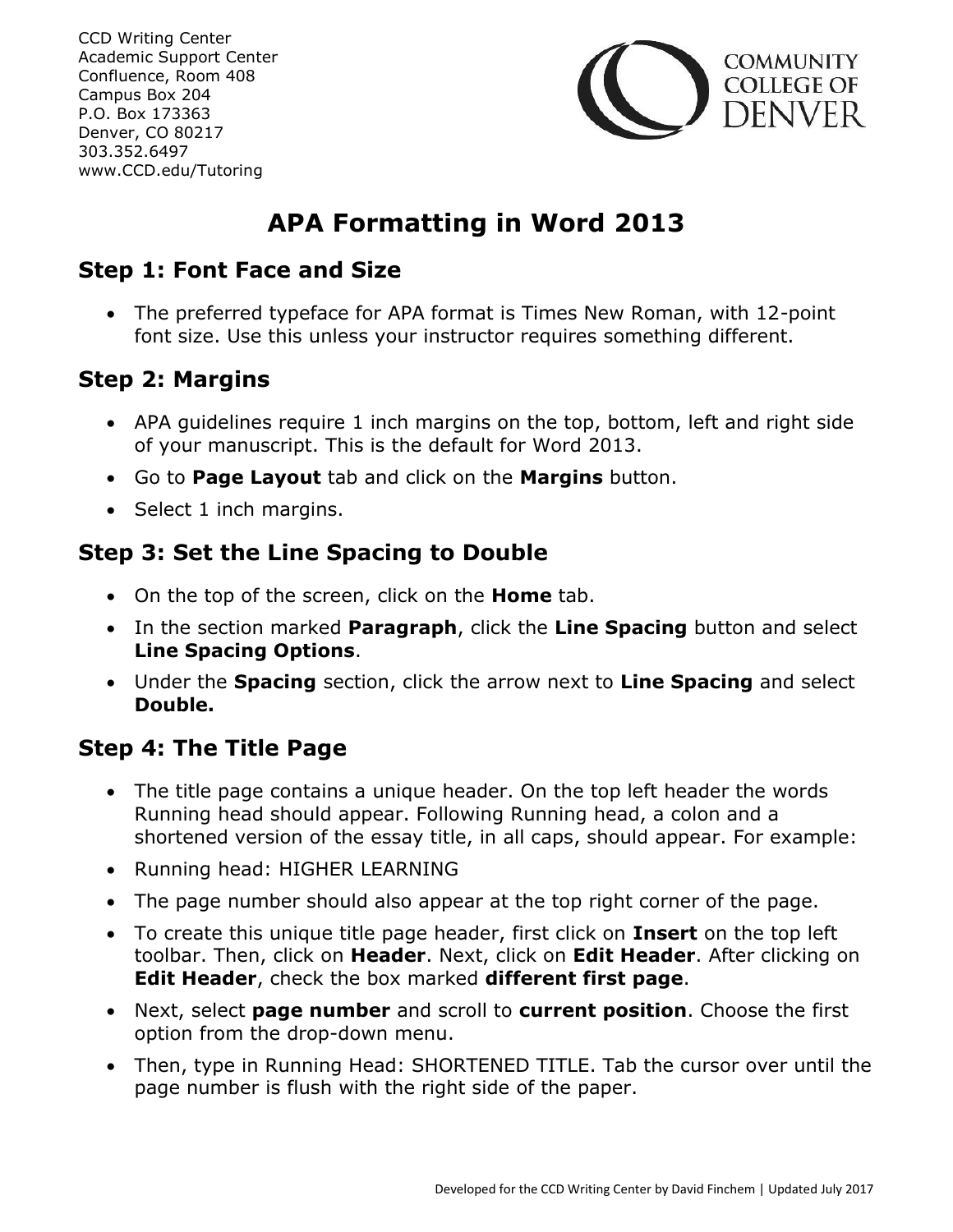CCD Writing Center
Academic Support Center
Confluence, Room 408
Campus Box 204
P.O. Box 173363
Denver, CO 80217
303.352.6497
www.CCD.edu/Tutoring

COMMUNITY COLLEGE OF DENVER

# APA Formatting in Word 2013

## Step 1: Font Face and Size

- The preferred typeface for APA format is Times New Roman, with 12-point font size. Use this unless your instructor requires something different.

## Step 2: Margins

- APA guidelines require 1 inch margins on the top, bottom, left and right side of your manuscript. This is the default for Word 2013.
- Go to **Page Layout** tab and click on the **Margins** button.
- Select 1 inch margins.

## Step 3: Set the Line Spacing to Double

- On the top of the screen, click on the **Home** tab.
- In the section marked **Paragraph**, click the **Line Spacing** button and select **Line Spacing Options**.
- Under the **Spacing** section, click the arrow next to **Line Spacing** and select **Double.**

## Step 4: The Title Page

- The title page contains a unique header. On the top left header the words Running head should appear. Following Running head, a colon and a shortened version of the essay title, in all caps, should appear. For example:
- Running head: HIGHER LEARNING
- The page number should also appear at the top right corner of the page.
- To create this unique title page header, first click on **Insert** on the top left toolbar. Then, click on **Header**. Next, click on **Edit Header**. After clicking on **Edit Header**, check the box marked **different first page**.
- Next, select **page number** and scroll to **current position**. Choose the first option from the drop-down menu.
- Then, type in Running Head: SHORTENED TITLE. Tab the cursor over until the page number is flush with the right side of the paper.

Developed for the CCD Writing Center by David Finchem | Updated July 2017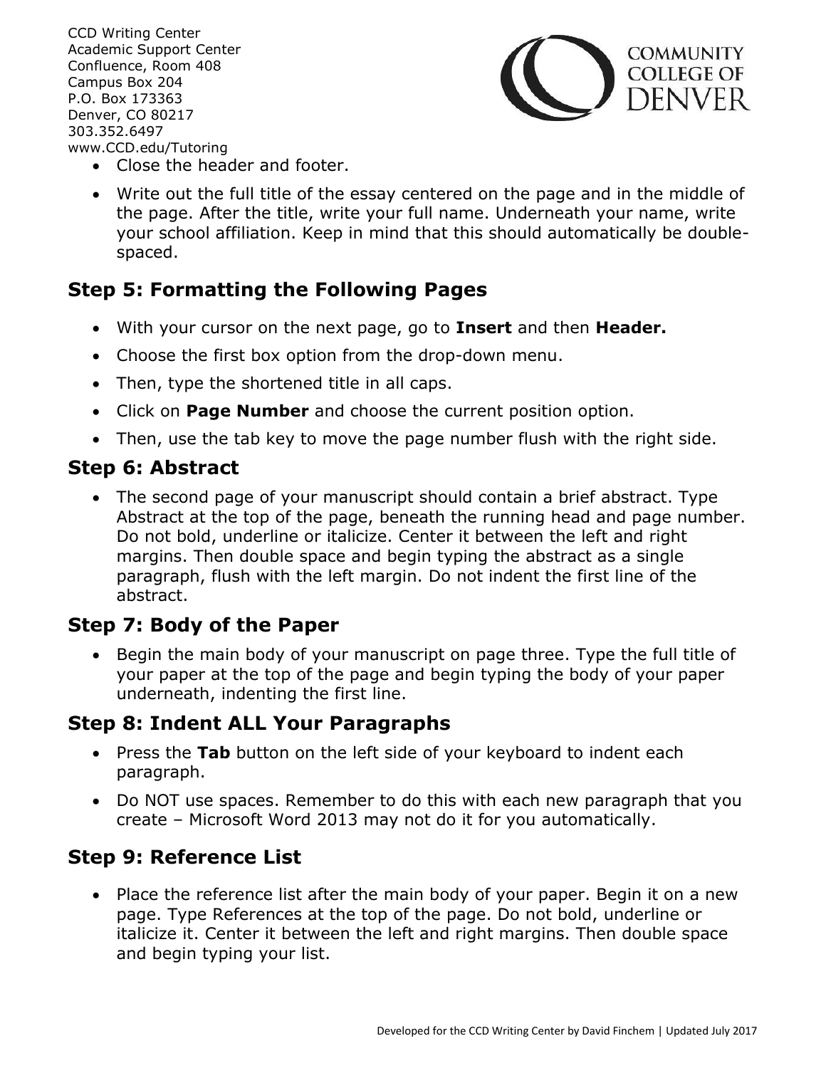- Close the header and footer.
- Write out the full title of the essay centered on the page and in the middle of the page. After the title, write your full name. Underneath your name, write your school affiliation. Keep in mind that this should automatically be double-spaced.

## Step 5: Formatting the Following Pages

- With your cursor on the next page, go to **Insert** and then **Header.**
- Choose the first box option from the drop-down menu.
- Then, type the shortened title in all caps.
- Click on **Page Number** and choose the current position option.
- Then, use the tab key to move the page number flush with the right side.

## Step 6: Abstract

- The second page of your manuscript should contain a brief abstract. Type Abstract at the top of the page, beneath the running head and page number. Do not bold, underline or italicize. Center it between the left and right margins. Then double space and begin typing the abstract as a single paragraph, flush with the left margin. Do not indent the first line of the abstract.

## Step 7: Body of the Paper

- Begin the main body of your manuscript on page three. Type the full title of your paper at the top of the page and begin typing the body of your paper underneath, indenting the first line.

## Step 8: Indent ALL Your Paragraphs

- Press the **Tab** button on the left side of your keyboard to indent each paragraph.
- Do NOT use spaces. Remember to do this with each new paragraph that you create – Microsoft Word 2013 may not do it for you automatically.

## Step 9: Reference List

- Place the reference list after the main body of your paper. Begin it on a new page. Type References at the top of the page. Do not bold, underline or italicize it. Center it between the left and right margins. Then double space and begin typing your list.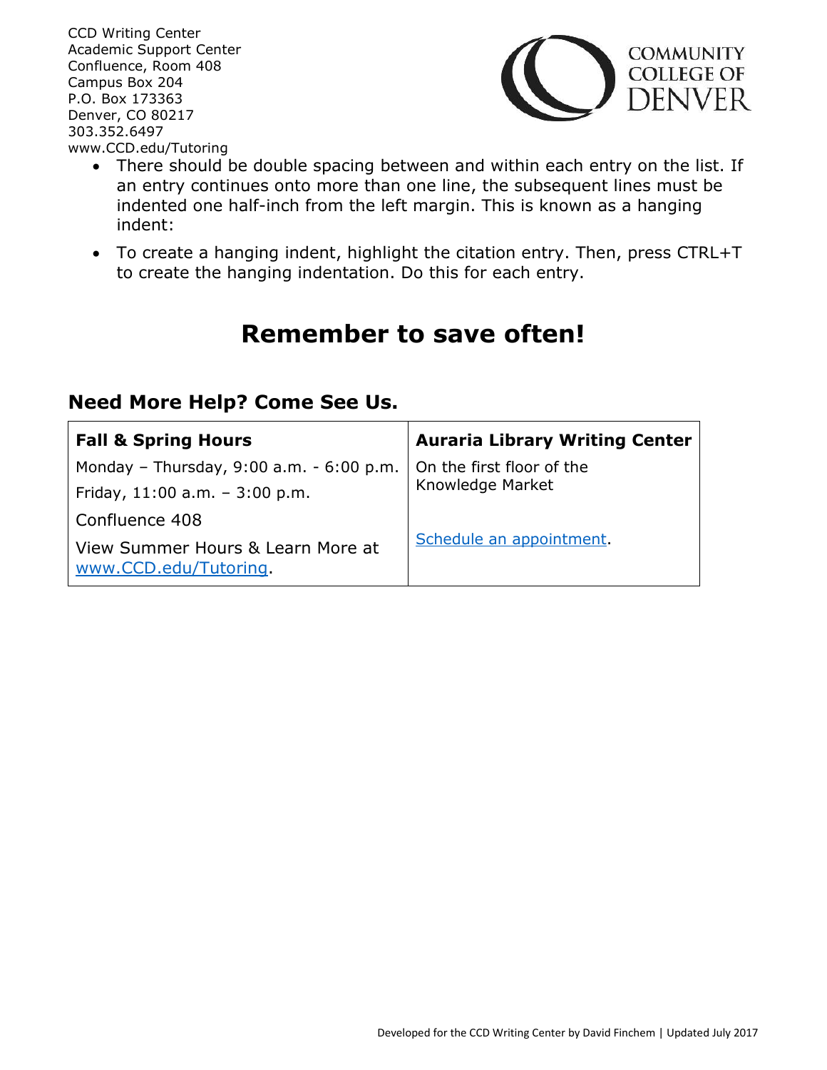- There should be double spacing between and within each entry on the list. If an entry continues onto more than one line, the subsequent lines must be indented one half-inch from the left margin. This is known as a hanging indent:
- To create a hanging indent, highlight the citation entry. Then, press CTRL+T to create the hanging indentation. Do this for each entry.

# Remember to save often!

## Need More Help? Come See Us.

| **Fall & Spring Hours** | **Auraria Library Writing Center** |
|---|---|
| Monday – Thursday, 9:00 a.m. - 6:00 p.m.<br>Friday, 11:00 a.m. – 3:00 p.m.<br>Confluence 408<br>View Summer Hours & Learn More at www.CCD.edu/Tutoring. | On the first floor of the Knowledge Market<br><br>Schedule an appointment. |